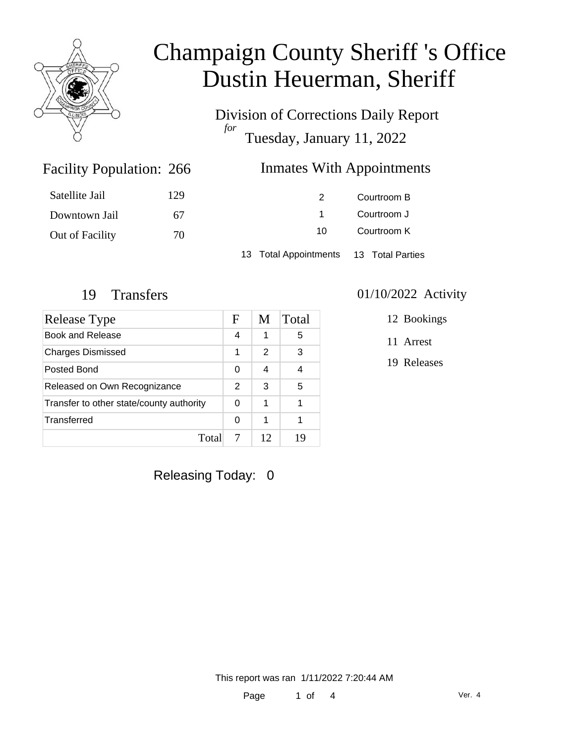# Champaign County Sheriff 's Office
# Dustin Heuerman, Sheriff

## Division of Corrections Daily Report
*for*
## Tuesday, January 11, 2022

### Facility Population: 266

| | |
|---|---|
| Satellite Jail | 129 |
| Downtown Jail | 67 |
| Out of Facility | 70 |

### Inmates With Appointments

| | |
|---|---|
| 2 | Courtroom B |
| 1 | Courtroom J |
| 10 | Courtroom K |

13 Total Appointments 13 Total Parties

### 19 Transfers

| Release Type | F | M | Total |
|---|---|---|---|
| Book and Release | 4 | 1 | 5 |
| Charges Dismissed | 1 | 2 | 3 |
| Posted Bond | 0 | 4 | 4 |
| Released on Own Recognizance | 2 | 3 | 5 |
| Transfer to other state/county authority | 0 | 1 | 1 |
| Transferred | 0 | 1 | 1 |
| Total | 7 | 12 | 19 |

### 01/10/2022 Activity

- 12 Bookings
- 11 Arrest
- 19 Releases

Releasing Today: 0

This report was ran 1/11/2022 7:20:44 AM

Ver. 4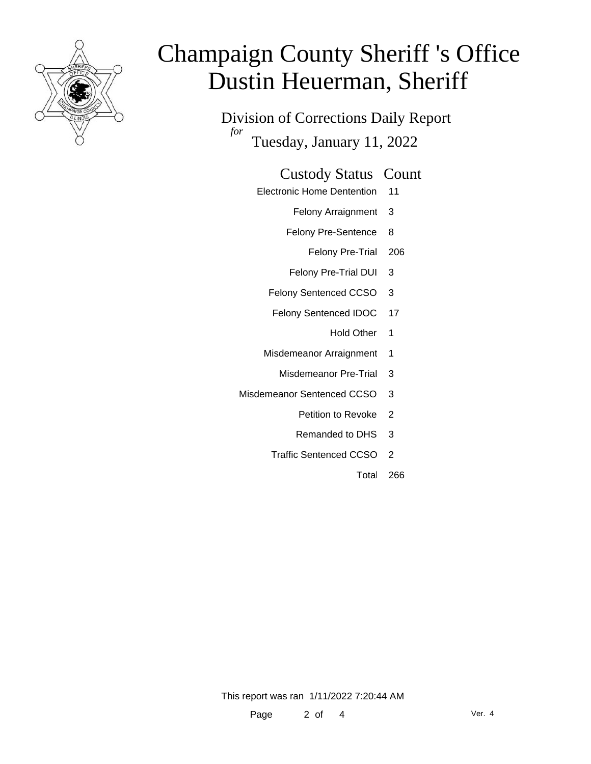# Champaign County Sheriff 's Office
# Dustin Heuerman, Sheriff

## Division of Corrections Daily Report

*for* Tuesday, January 11, 2022

| Custody Status | Count |
|---|---|
| Electronic Home Dentention | 11 |
| Felony Arraignment | 3 |
| Felony Pre-Sentence | 8 |
| Felony Pre-Trial | 206 |
| Felony Pre-Trial DUI | 3 |
| Felony Sentenced CCSO | 3 |
| Felony Sentenced IDOC | 17 |
| Hold Other | 1 |
| Misdemeanor Arraignment | 1 |
| Misdemeanor Pre-Trial | 3 |
| Misdemeanor Sentenced CCSO | 3 |
| Petition to Revoke | 2 |
| Remanded to DHS | 3 |
| Traffic Sentenced CCSO | 2 |
| Total | 266 |

This report was ran 1/11/2022 7:20:44 AM

Ver. 4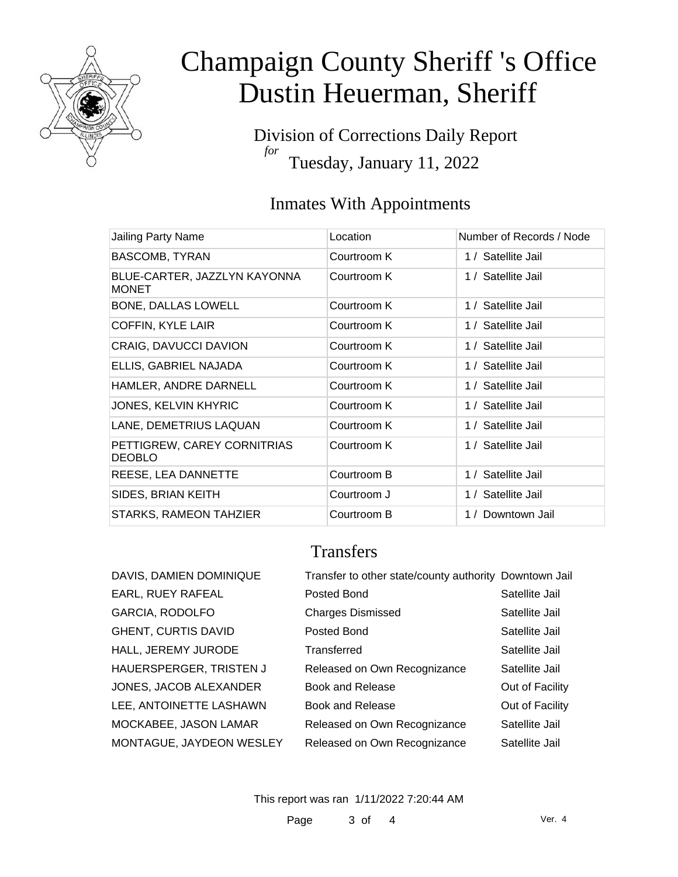# Champaign County Sheriff 's Office
# Dustin Heuerman, Sheriff

Division of Corrections Daily Report
*for*
Tuesday, January 11, 2022

## Inmates With Appointments

| Jailing Party Name | Location | Number of Records / Node |
|---|---|---|
| BASCOMB, TYRAN | Courtroom K | 1 / Satellite Jail |
| BLUE-CARTER, JAZZLYN KAYONNA MONET | Courtroom K | 1 / Satellite Jail |
| BONE, DALLAS LOWELL | Courtroom K | 1 / Satellite Jail |
| COFFIN, KYLE LAIR | Courtroom K | 1 / Satellite Jail |
| CRAIG, DAVUCCI DAVION | Courtroom K | 1 / Satellite Jail |
| ELLIS, GABRIEL NAJADA | Courtroom K | 1 / Satellite Jail |
| HAMLER, ANDRE DARNELL | Courtroom K | 1 / Satellite Jail |
| JONES, KELVIN KHYRIC | Courtroom K | 1 / Satellite Jail |
| LANE, DEMETRIUS LAQUAN | Courtroom K | 1 / Satellite Jail |
| PETTIGREW, CAREY CORNITRIAS DEOBLO | Courtroom K | 1 / Satellite Jail |
| REESE, LEA DANNETTE | Courtroom B | 1 / Satellite Jail |
| SIDES, BRIAN KEITH | Courtroom J | 1 / Satellite Jail |
| STARKS, RAMEON TAHZIER | Courtroom B | 1 / Downtown Jail |

## Transfers

| | | |
|---|---|---|
| DAVIS, DAMIEN DOMINIQUE | Transfer to other state/county authority | Downtown Jail |
| EARL, RUEY RAFEAL | Posted Bond | Satellite Jail |
| GARCIA, RODOLFO | Charges Dismissed | Satellite Jail |
| GHENT, CURTIS DAVID | Posted Bond | Satellite Jail |
| HALL, JEREMY JURODE | Transferred | Satellite Jail |
| HAUERSPERGER, TRISTEN J | Released on Own Recognizance | Satellite Jail |
| JONES, JACOB ALEXANDER | Book and Release | Out of Facility |
| LEE, ANTOINETTE LASHAWN | Book and Release | Out of Facility |
| MOCKABEE, JASON LAMAR | Released on Own Recognizance | Satellite Jail |
| MONTAGUE, JAYDEON WESLEY | Released on Own Recognizance | Satellite Jail |

This report was ran 1/11/2022 7:20:44 AM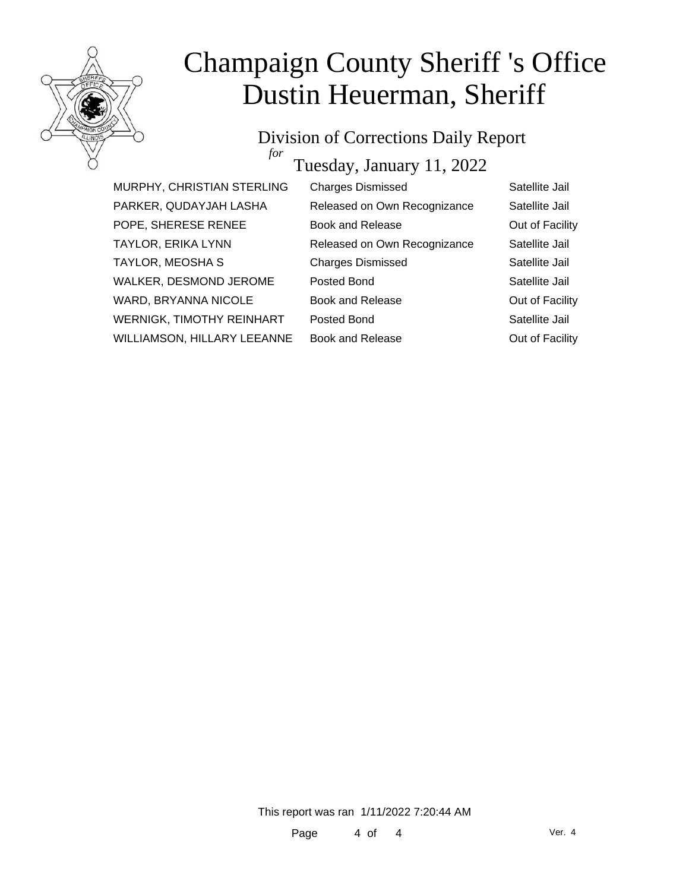# Champaign County Sheriff 's Office
# Dustin Heuerman, Sheriff

## Division of Corrections Daily Report

*for*

## Tuesday, January 11, 2022

| | | |
|---|---|---|
| MURPHY, CHRISTIAN STERLING | Charges Dismissed | Satellite Jail |
| PARKER, QUDAYJAH LASHA | Released on Own Recognizance | Satellite Jail |
| POPE, SHERESE RENEE | Book and Release | Out of Facility |
| TAYLOR, ERIKA LYNN | Released on Own Recognizance | Satellite Jail |
| TAYLOR, MEOSHA S | Charges Dismissed | Satellite Jail |
| WALKER, DESMOND JEROME | Posted Bond | Satellite Jail |
| WARD, BRYANNA NICOLE | Book and Release | Out of Facility |
| WERNIGK, TIMOTHY REINHART | Posted Bond | Satellite Jail |
| WILLIAMSON, HILLARY LEEANNE | Book and Release | Out of Facility |

This report was ran 1/11/2022 7:20:44 AM

Ver. 4